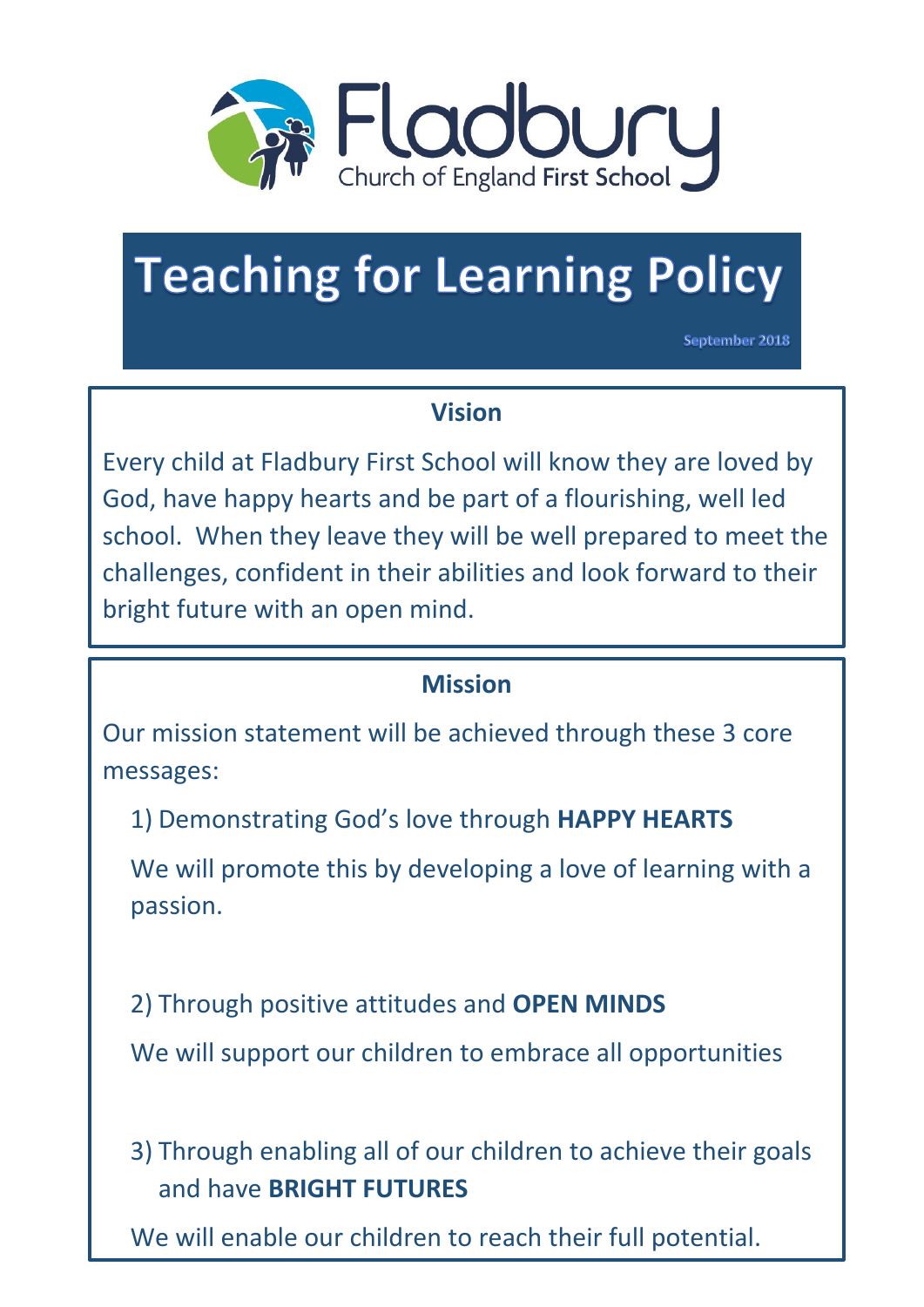Fladbury

Church of England First School

# Teaching for Learning Policy

September 2018

## Vision

Every child at Fladbury First School will know they are loved by God, have happy hearts and be part of a flourishing, well led school. When they leave they will be well prepared to meet the challenges, confident in their abilities and look forward to their bright future with an open mind.

## Mission

Our mission statement will be achieved through these 3 core messages:

1) Demonstrating God's love through **HAPPY HEARTS**

   We will promote this by developing a love of learning with a passion.

2) Through positive attitudes and **OPEN MINDS**

   We will support our children to embrace all opportunities

3) Through enabling all of our children to achieve their goals and have **BRIGHT FUTURES**

   We will enable our children to reach their full potential.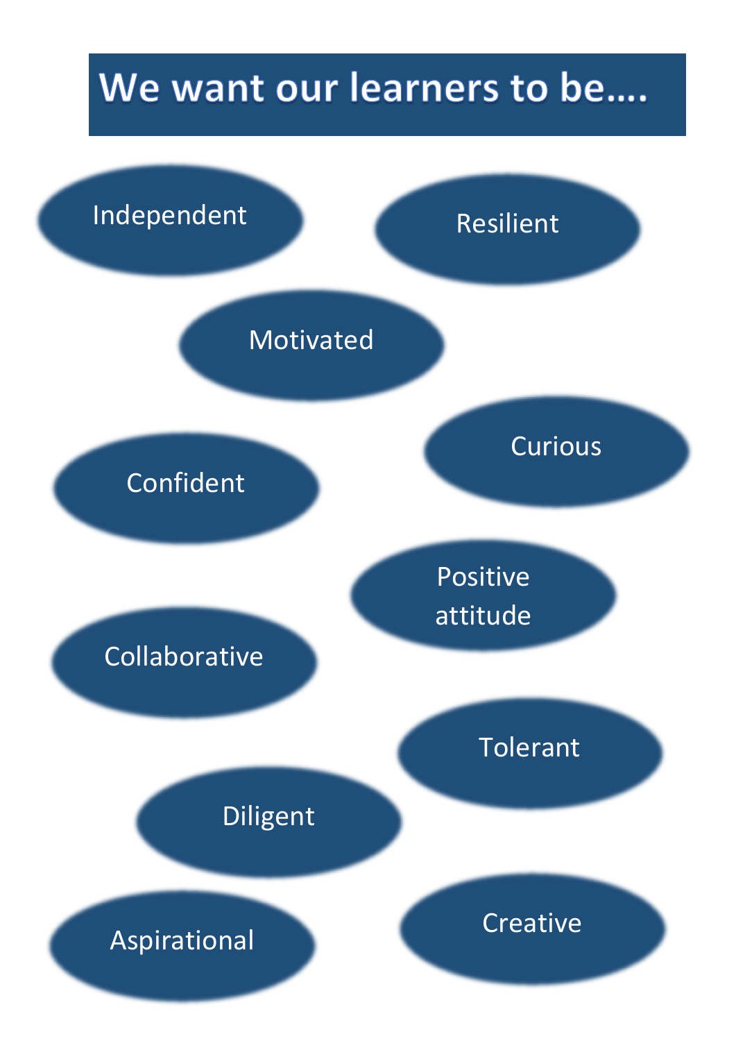# We want our learners to be....

- Independent
- Resilient
- Motivated
- Curious
- Confident
- Positive attitude
- Collaborative
- Tolerant
- Diligent
- Aspirational
- Creative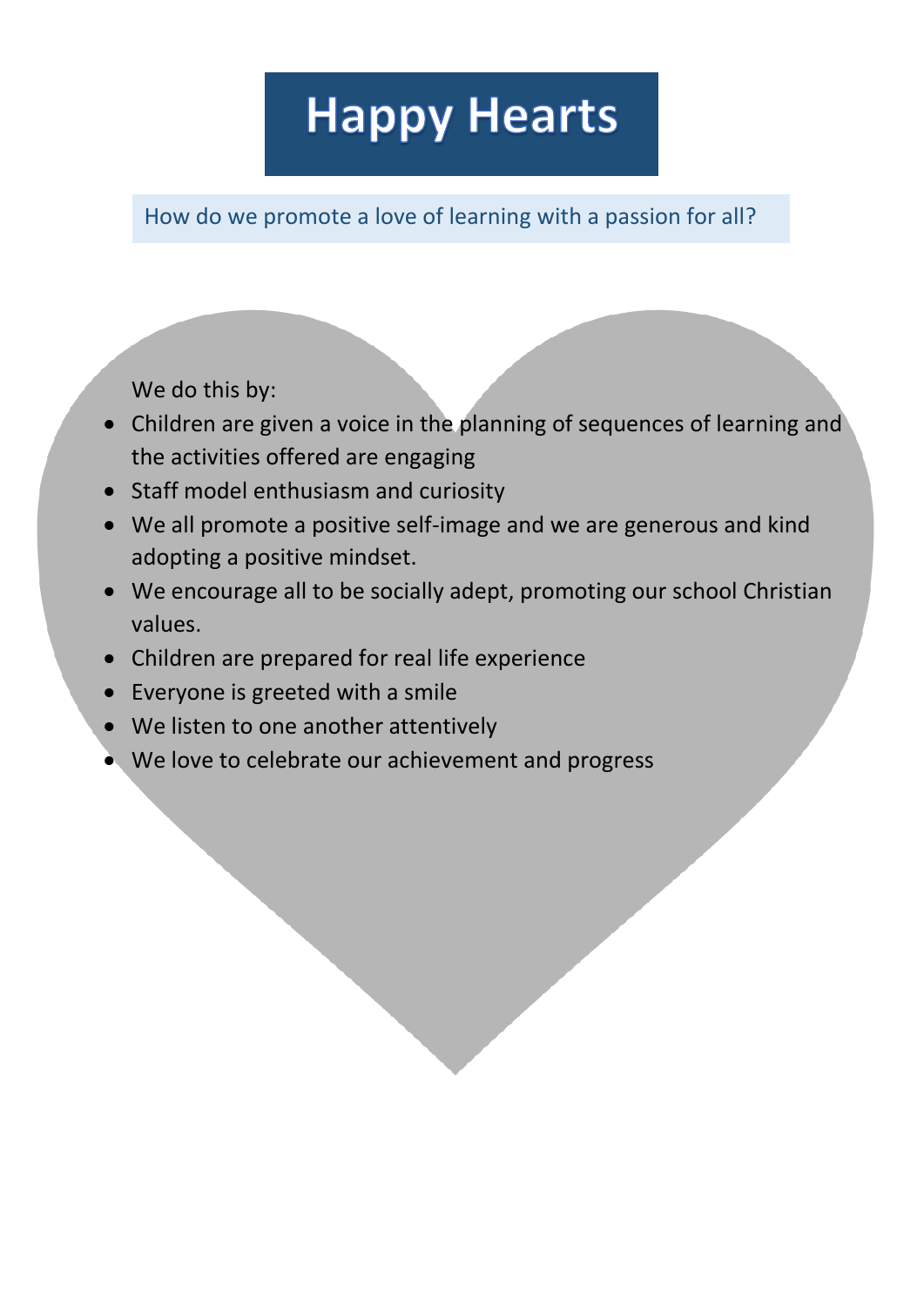# Happy Hearts

How do we promote a love of learning with a passion for all?

We do this by:

- Children are given a voice in the planning of sequences of learning and the activities offered are engaging
- Staff model enthusiasm and curiosity
- We all promote a positive self-image and we are generous and kind adopting a positive mindset.
- We encourage all to be socially adept, promoting our school Christian values.
- Children are prepared for real life experience
- Everyone is greeted with a smile
- We listen to one another attentively
- We love to celebrate our achievement and progress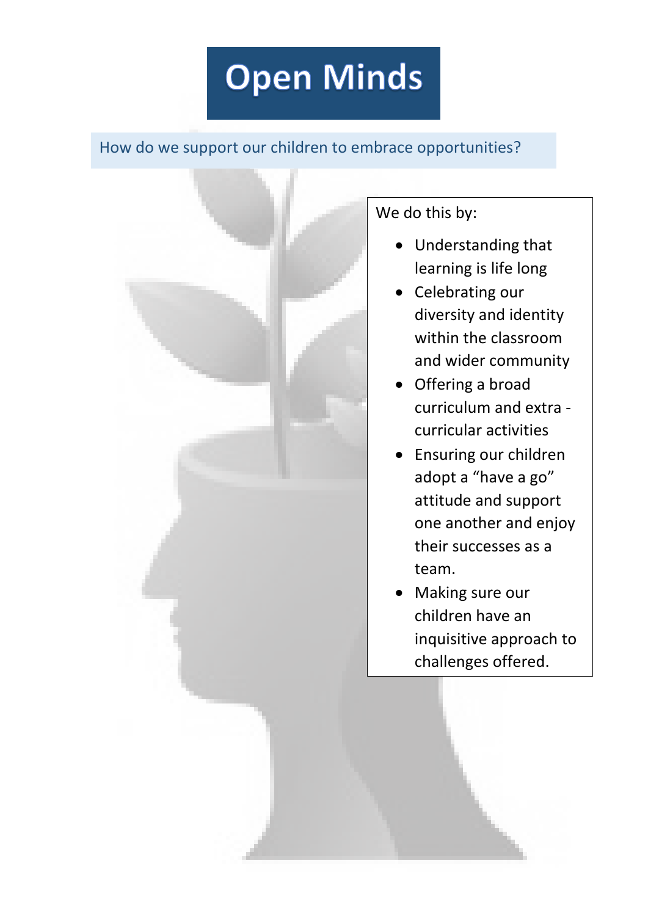# Open Minds

How do we support our children to embrace opportunities?

We do this by:

- Understanding that learning is life long
- Celebrating our diversity and identity within the classroom and wider community
- Offering a broad curriculum and extra - curricular activities
- Ensuring our children adopt a "have a go" attitude and support one another and enjoy their successes as a team.
- Making sure our children have an inquisitive approach to challenges offered.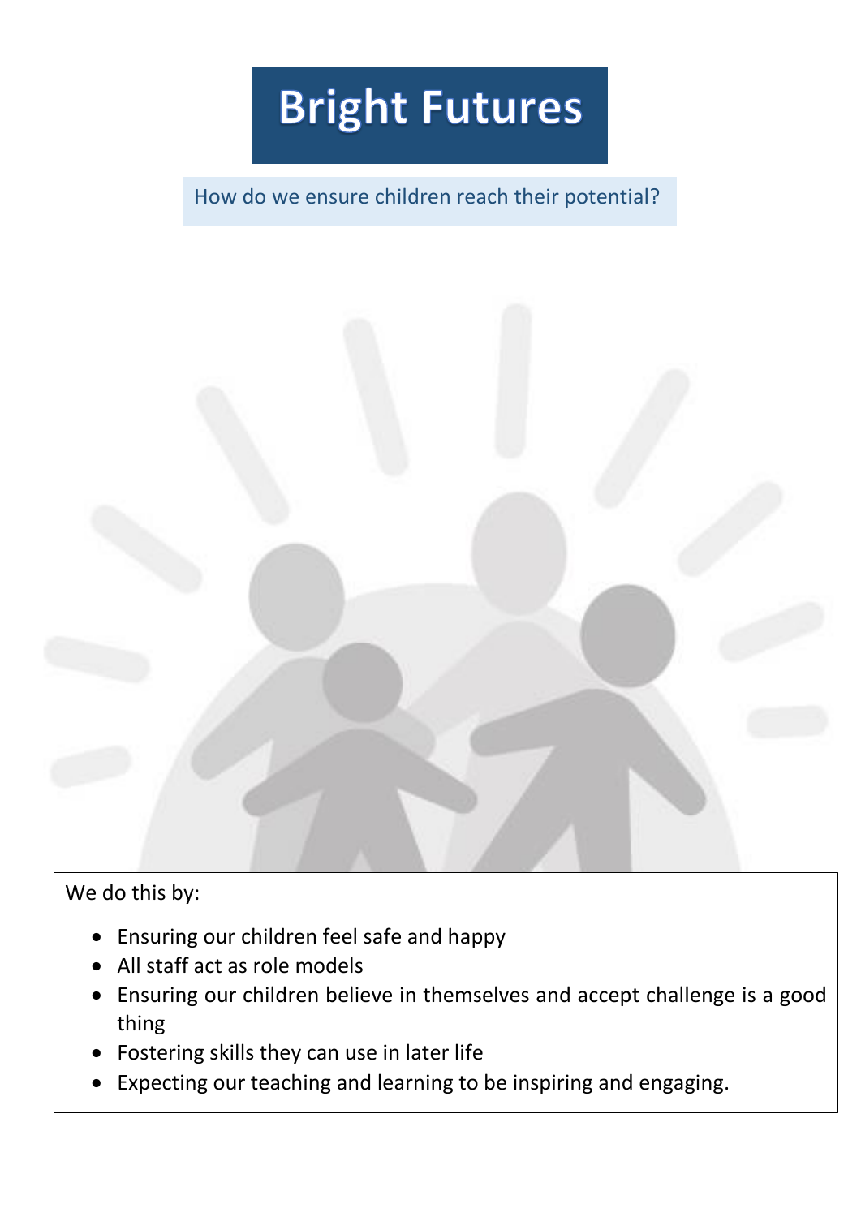# Bright Futures

How do we ensure children reach their potential?

We do this by:

- Ensuring our children feel safe and happy
- All staff act as role models
- Ensuring our children believe in themselves and accept challenge is a good thing
- Fostering skills they can use in later life
- Expecting our teaching and learning to be inspiring and engaging.